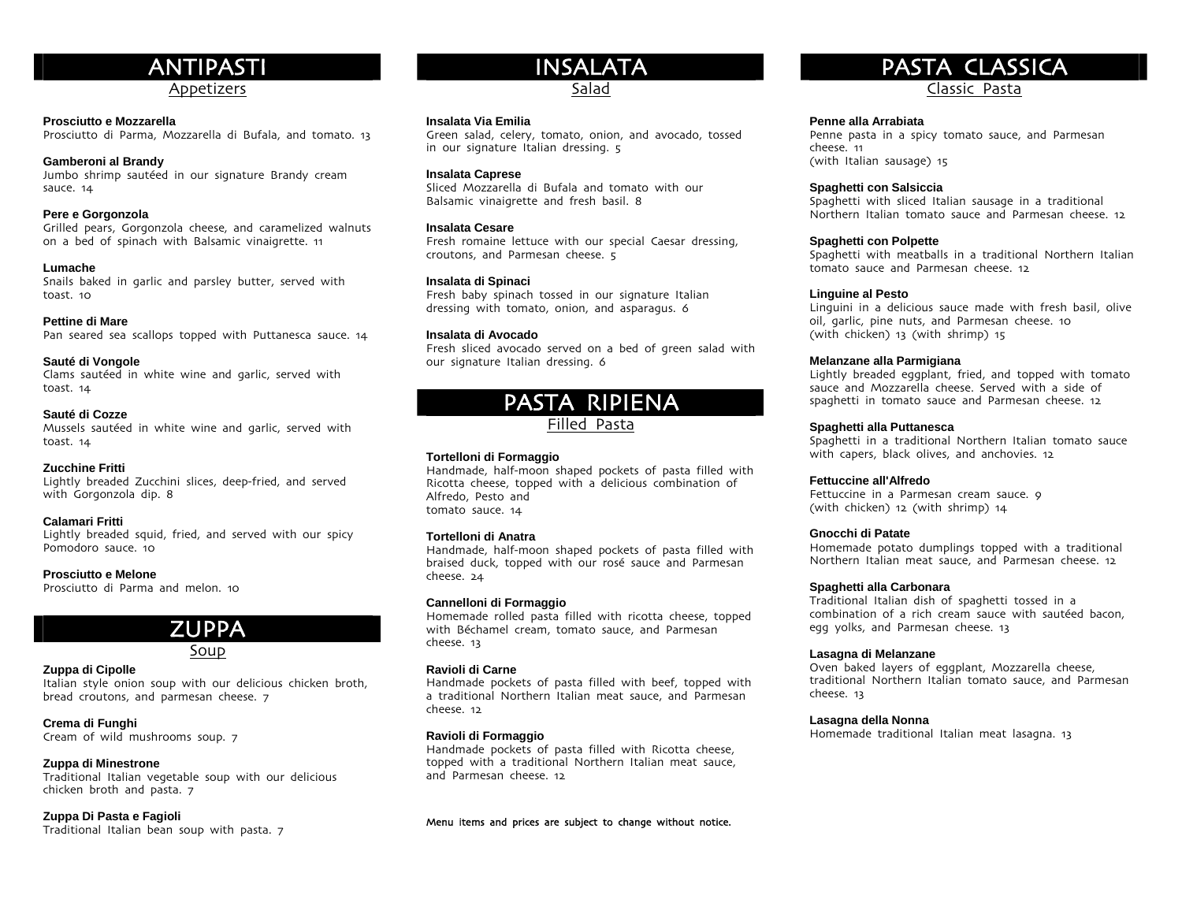# ANTIPASTI

Appetizers

**Prosciutto e Mozzarella**
Prosciutto di Parma, Mozzarella di Bufala, and tomato. 13

**Gamberoni al Brandy**
Jumbo shrimp sautéed in our signature Brandy cream sauce. 14

**Pere e Gorgonzola**
Grilled pears, Gorgonzola cheese, and caramelized walnuts on a bed of spinach with Balsamic vinaigrette. 11

**Lumache**
Snails baked in garlic and parsley butter, served with toast. 10

**Pettine di Mare**
Pan seared sea scallops topped with Puttanesca sauce. 14

**Sauté di Vongole**
Clams sautéed in white wine and garlic, served with toast. 14

**Sauté di Cozze**
Mussels sautéed in white wine and garlic, served with toast. 14

**Zucchine Fritti**
Lightly breaded Zucchini slices, deep-fried, and served with Gorgonzola dip. 8

**Calamari Fritti**
Lightly breaded squid, fried, and served with our spicy Pomodoro sauce. 10

**Prosciutto e Melone**
Prosciutto di Parma and melon. 10

# ZUPPA

Soup

**Zuppa di Cipolle**
Italian style onion soup with our delicious chicken broth, bread croutons, and parmesan cheese. 7

**Crema di Funghi**
Cream of wild mushrooms soup. 7

**Zuppa di Minestrone**
Traditional Italian vegetable soup with our delicious chicken broth and pasta. 7

**Zuppa Di Pasta e Fagioli**
Traditional Italian bean soup with pasta. 7

# INSALATA

Salad

**Insalata Via Emilia**
Green salad, celery, tomato, onion, and avocado, tossed in our signature Italian dressing. 5

**Insalata Caprese**
Sliced Mozzarella di Bufala and tomato with our Balsamic vinaigrette and fresh basil. 8

**Insalata Cesare**
Fresh romaine lettuce with our special Caesar dressing, croutons, and Parmesan cheese. 5

**Insalata di Spinaci**
Fresh baby spinach tossed in our signature Italian dressing with tomato, onion, and asparagus. 6

**Insalata di Avocado**
Fresh sliced avocado served on a bed of green salad with our signature Italian dressing. 6

# PASTA RIPIENA

Filled Pasta

**Tortelloni di Formaggio**
Handmade, half-moon shaped pockets of pasta filled with Ricotta cheese, topped with a delicious combination of Alfredo, Pesto and
tomato sauce. 14

**Tortelloni di Anatra**
Handmade, half-moon shaped pockets of pasta filled with braised duck, topped with our rosé sauce and Parmesan cheese. 24

**Cannelloni di Formaggio**
Homemade rolled pasta filled with ricotta cheese, topped with Béchamel cream, tomato sauce, and Parmesan cheese. 13

**Ravioli di Carne**
Handmade pockets of pasta filled with beef, topped with a traditional Northern Italian meat sauce, and Parmesan cheese. 12

**Ravioli di Formaggio**
Handmade pockets of pasta filled with Ricotta cheese, topped with a traditional Northern Italian meat sauce, and Parmesan cheese. 12

Menu items and prices are subject to change without notice.

# PASTA CLASSICA

Classic Pasta

**Penne alla Arrabiata**
Penne pasta in a spicy tomato sauce, and Parmesan cheese. 11
(with Italian sausage) 15

**Spaghetti con Salsiccia**
Spaghetti with sliced Italian sausage in a traditional Northern Italian tomato sauce and Parmesan cheese. 12

**Spaghetti con Polpette**
Spaghetti with meatballs in a traditional Northern Italian tomato sauce and Parmesan cheese. 12

**Linguine al Pesto**
Linguini in a delicious sauce made with fresh basil, olive oil, garlic, pine nuts, and Parmesan cheese. 10
(with chicken) 13 (with shrimp) 15

**Melanzane alla Parmigiana**
Lightly breaded eggplant, fried, and topped with tomato sauce and Mozzarella cheese. Served with a side of spaghetti in tomato sauce and Parmesan cheese. 12

**Spaghetti alla Puttanesca**
Spaghetti in a traditional Northern Italian tomato sauce with capers, black olives, and anchovies. 12

**Fettuccine all'Alfredo**
Fettuccine in a Parmesan cream sauce. 9
(with chicken) 12 (with shrimp) 14

**Gnocchi di Patate**
Homemade potato dumplings topped with a traditional Northern Italian meat sauce, and Parmesan cheese. 12

**Spaghetti alla Carbonara**
Traditional Italian dish of spaghetti tossed in a combination of a rich cream sauce with sautéed bacon, egg yolks, and Parmesan cheese. 13

**Lasagna di Melanzane**
Oven baked layers of eggplant, Mozzarella cheese, traditional Northern Italian tomato sauce, and Parmesan cheese. 13

**Lasagna della Nonna**
Homemade traditional Italian meat lasagna. 13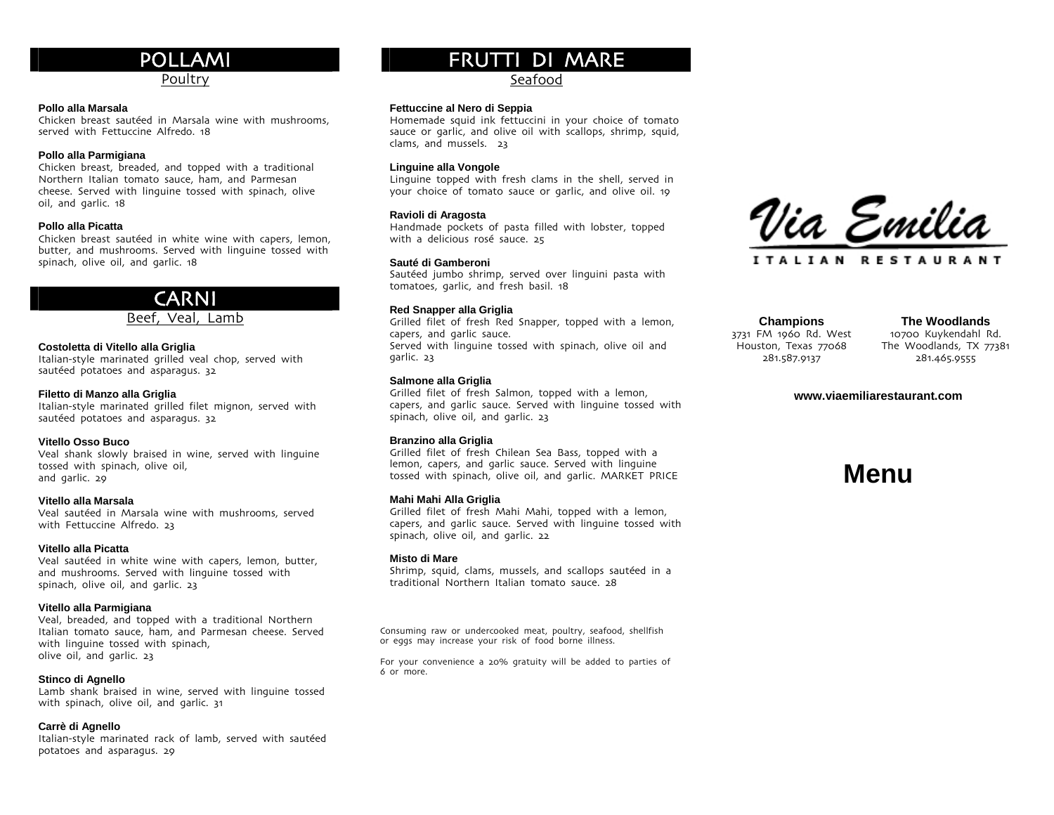## POLLAMI

Poultry

**Pollo alla Marsala**
Chicken breast sautéed in Marsala wine with mushrooms, served with Fettuccine Alfredo. 18

**Pollo alla Parmigiana**
Chicken breast, breaded, and topped with a traditional Northern Italian tomato sauce, ham, and Parmesan cheese. Served with linguine tossed with spinach, olive oil, and garlic. 18

**Pollo alla Picatta**
Chicken breast sautéed in white wine with capers, lemon, butter, and mushrooms. Served with linguine tossed with spinach, olive oil, and garlic. 18

## CARNI

Beef, Veal, Lamb

**Costoletta di Vitello alla Griglia**
Italian-style marinated grilled veal chop, served with sautéed potatoes and asparagus. 32

**Filetto di Manzo alla Griglia**
Italian-style marinated grilled filet mignon, served with sautéed potatoes and asparagus. 32

**Vitello Osso Buco**
Veal shank slowly braised in wine, served with linguine tossed with spinach, olive oil, and garlic. 29

**Vitello alla Marsala**
Veal sautéed in Marsala wine with mushrooms, served with Fettuccine Alfredo. 23

**Vitello alla Picatta**
Veal sautéed in white wine with capers, lemon, butter, and mushrooms. Served with linguine tossed with spinach, olive oil, and garlic. 23

**Vitello alla Parmigiana**
Veal, breaded, and topped with a traditional Northern Italian tomato sauce, ham, and Parmesan cheese. Served with linguine tossed with spinach, olive oil, and garlic. 23

**Stinco di Agnello**
Lamb shank braised in wine, served with linguine tossed with spinach, olive oil, and garlic. 31

**Carrè di Agnello**
Italian-style marinated rack of lamb, served with sautéed potatoes and asparagus. 29

## FRUTTI DI MARE

Seafood

**Fettuccine al Nero di Seppia**
Homemade squid ink fettuccini in your choice of tomato sauce or garlic, and olive oil with scallops, shrimp, squid, clams, and mussels. 23

**Linguine alla Vongole**
Linguine topped with fresh clams in the shell, served in your choice of tomato sauce or garlic, and olive oil. 19

**Ravioli di Aragosta**
Handmade pockets of pasta filled with lobster, topped with a delicious rosé sauce. 25

**Sauté di Gamberoni**
Sautéed jumbo shrimp, served over linguini pasta with tomatoes, garlic, and fresh basil. 18

**Red Snapper alla Griglia**
Grilled filet of fresh Red Snapper, topped with a lemon, capers, and garlic sauce.
Served with linguine tossed with spinach, olive oil and garlic. 23

**Salmone alla Griglia**
Grilled filet of fresh Salmon, topped with a lemon, capers, and garlic sauce. Served with linguine tossed with spinach, olive oil, and garlic. 23

**Branzino alla Griglia**
Grilled filet of fresh Chilean Sea Bass, topped with a lemon, capers, and garlic sauce. Served with linguine tossed with spinach, olive oil, and garlic. MARKET PRICE

**Mahi Mahi Alla Griglia**
Grilled filet of fresh Mahi Mahi, topped with a lemon, capers, and garlic sauce. Served with linguine tossed with spinach, olive oil, and garlic. 22

**Misto di Mare**
Shrimp, squid, clams, mussels, and scallops sautéed in a traditional Northern Italian tomato sauce. 28

Consuming raw or undercooked meat, poultry, seafood, shellfish or eggs may increase your risk of food borne illness.

For your convenience a 20% gratuity will be added to parties of 6 or more.

# Via Emilia

ITALIAN RESTAURANT

**Champions**
3731 FM 1960 Rd. West
Houston, Texas 77068
281.587.9137

**The Woodlands**
10700 Kuykendahl Rd.
The Woodlands, TX 77381
281.465.9555

**www.viaemiliarestaurant.com**

# Menu